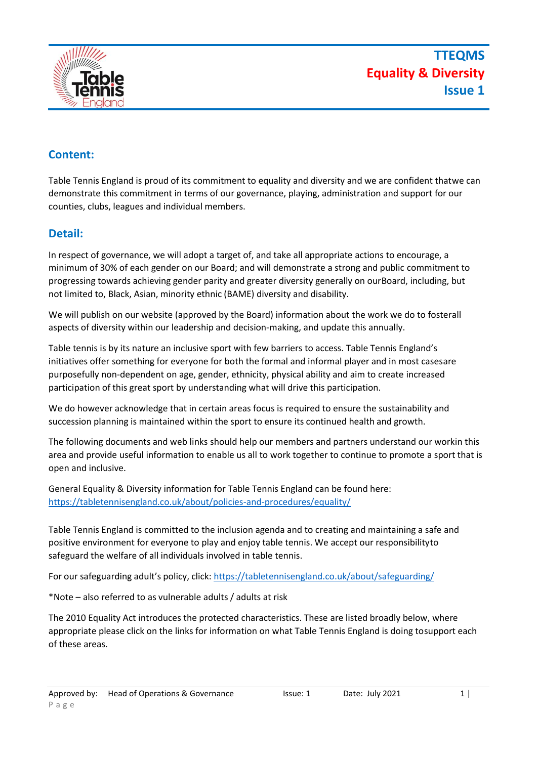# TTEQMS
# Equality & Diversity
# Issue 1

## Content:

Table Tennis England is proud of its commitment to equality and diversity and we are confident thatwe can demonstrate this commitment in terms of our governance, playing, administration and support for our counties, clubs, leagues and individual members.

## Detail:

In respect of governance, we will adopt a target of, and take all appropriate actions to encourage, a minimum of 30% of each gender on our Board; and will demonstrate a strong and public commitment to progressing towards achieving gender parity and greater diversity generally on ourBoard, including, but not limited to, Black, Asian, minority ethnic (BAME) diversity and disability.

We will publish on our website (approved by the Board) information about the work we do to fosterall aspects of diversity within our leadership and decision-making, and update this annually.

Table tennis is by its nature an inclusive sport with few barriers to access. Table Tennis England's initiatives offer something for everyone for both the formal and informal player and in most casesare purposefully non-dependent on age, gender, ethnicity, physical ability and aim to create increased participation of this great sport by understanding what will drive this participation.

We do however acknowledge that in certain areas focus is required to ensure the sustainability and succession planning is maintained within the sport to ensure its continued health and growth.

The following documents and web links should help our members and partners understand our workin this area and provide useful information to enable us all to work together to continue to promote a sport that is open and inclusive.

General Equality & Diversity information for Table Tennis England can be found here:
https://tabletennisengland.co.uk/about/policies-and-procedures/equality/

Table Tennis England is committed to the inclusion agenda and to creating and maintaining a safe and positive environment for everyone to play and enjoy table tennis. We accept our responsibilityto safeguard the welfare of all individuals involved in table tennis.

For our safeguarding adult's policy, click: https://tabletennisengland.co.uk/about/safeguarding/

*Note – also referred to as vulnerable adults / adults at risk

The 2010 Equality Act introduces the protected characteristics. These are listed broadly below, where appropriate please click on the links for information on what Table Tennis England is doing tosupport each of these areas.

Approved by: Head of Operations & Governance | Issue: 1 | Date: July 2021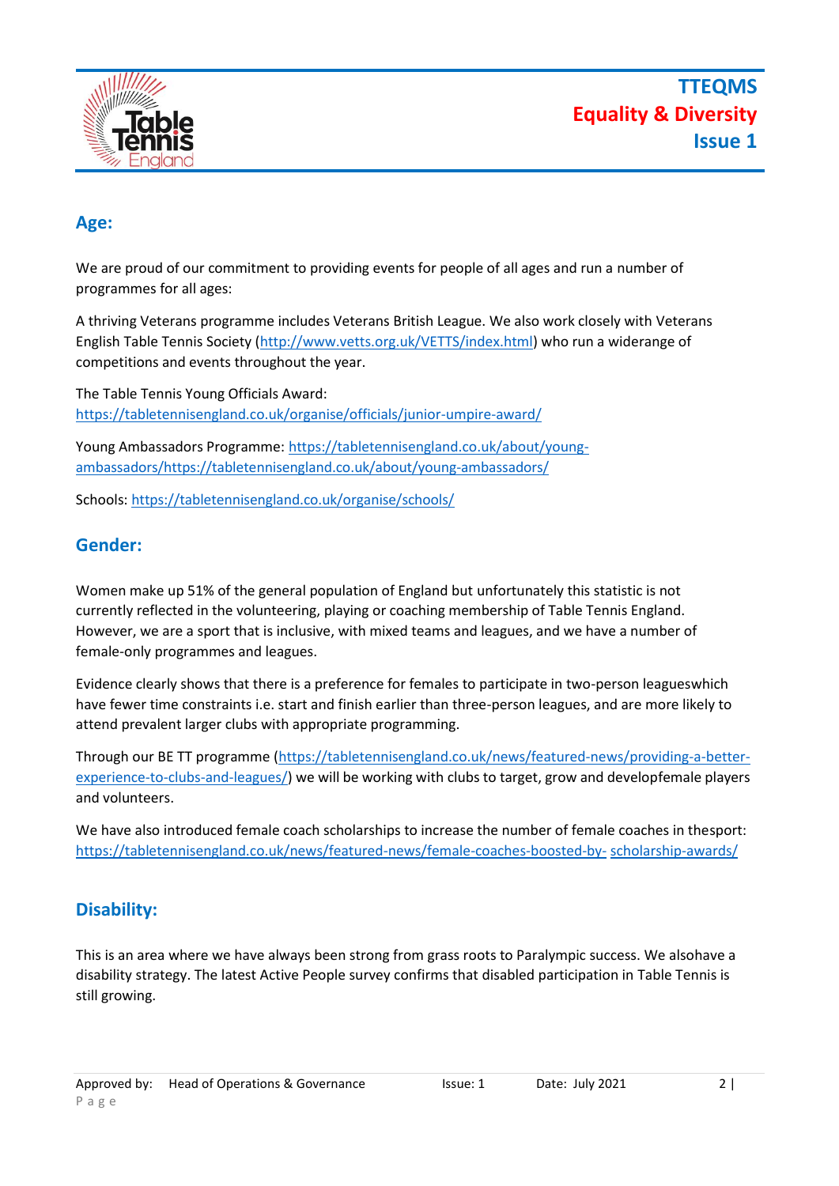## Age:

We are proud of our commitment to providing events for people of all ages and run a number of programmes for all ages:

A thriving Veterans programme includes Veterans British League. We also work closely with Veterans English Table Tennis Society (http://www.vetts.org.uk/VETTS/index.html) who run a widerange of competitions and events throughout the year.

The Table Tennis Young Officials Award: https://tabletennisengland.co.uk/organise/officials/junior-umpire-award/

Young Ambassadors Programme: https://tabletennisengland.co.uk/about/young-ambassadors/https://tabletennisengland.co.uk/about/young-ambassadors/

Schools: https://tabletennisengland.co.uk/organise/schools/

## Gender:

Women make up 51% of the general population of England but unfortunately this statistic is not currently reflected in the volunteering, playing or coaching membership of Table Tennis England. However, we are a sport that is inclusive, with mixed teams and leagues, and we have a number of female-only programmes and leagues.

Evidence clearly shows that there is a preference for females to participate in two-person leagueswhich have fewer time constraints i.e. start and finish earlier than three-person leagues, and are more likely to attend prevalent larger clubs with appropriate programming.

Through our BE TT programme (https://tabletennisengland.co.uk/news/featured-news/providing-a-better-experience-to-clubs-and-leagues/) we will be working with clubs to target, grow and developfemale players and volunteers.

We have also introduced female coach scholarships to increase the number of female coaches in thesport: https://tabletennisengland.co.uk/news/featured-news/female-coaches-boosted-by- scholarship-awards/

## Disability:

This is an area where we have always been strong from grass roots to Paralympic success. We alsohave a disability strategy. The latest Active People survey confirms that disabled participation in Table Tennis is still growing.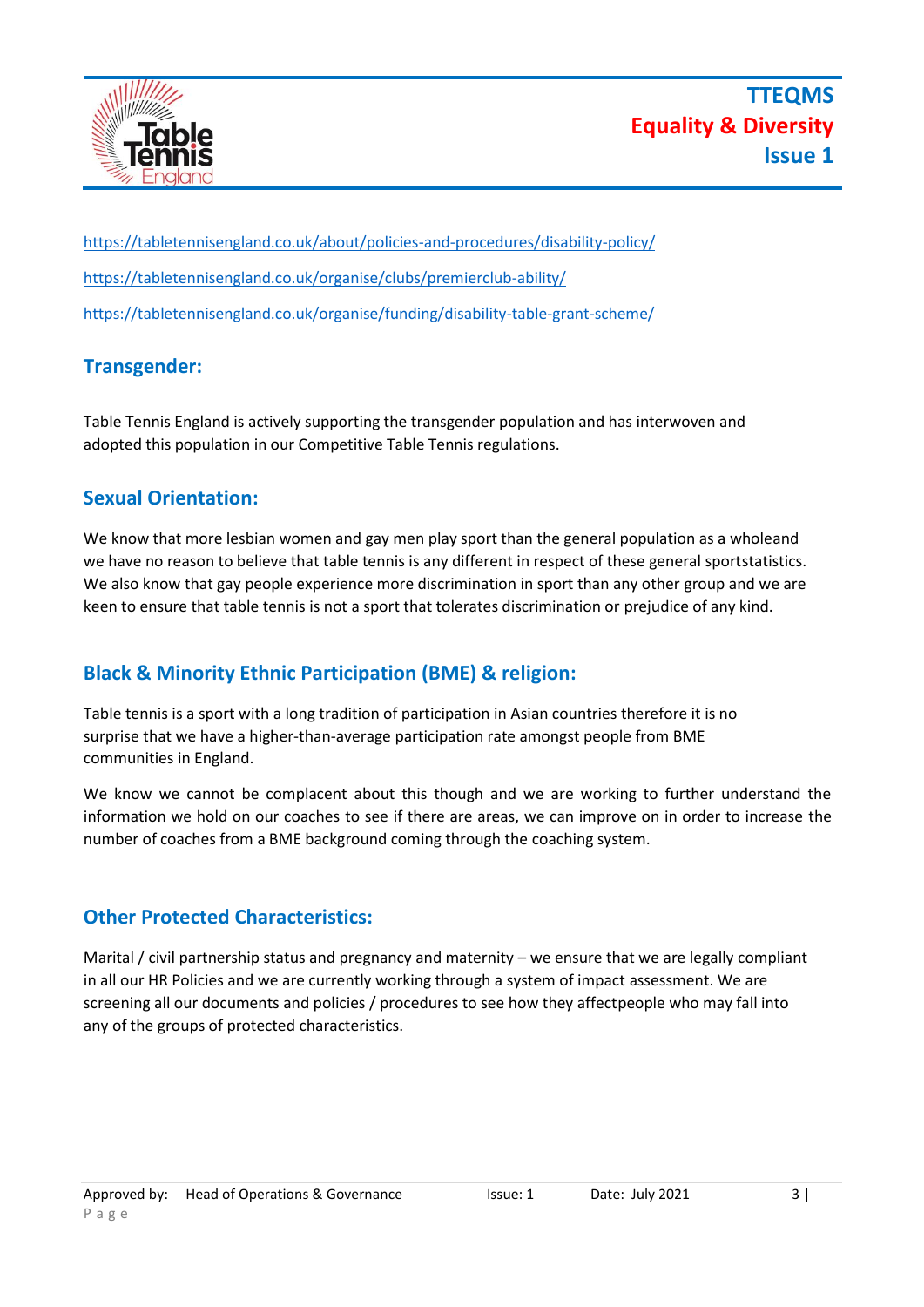https://tabletennisengland.co.uk/about/policies-and-procedures/disability-policy/

https://tabletennisengland.co.uk/organise/clubs/premierclub-ability/

https://tabletennisengland.co.uk/organise/funding/disability-table-grant-scheme/

## Transgender:

Table Tennis England is actively supporting the transgender population and has interwoven and adopted this population in our Competitive Table Tennis regulations.

## Sexual Orientation:

We know that more lesbian women and gay men play sport than the general population as a wholeand we have no reason to believe that table tennis is any different in respect of these general sportstatistics. We also know that gay people experience more discrimination in sport than any other group and we are keen to ensure that table tennis is not a sport that tolerates discrimination or prejudice of any kind.

## Black & Minority Ethnic Participation (BME) & religion:

Table tennis is a sport with a long tradition of participation in Asian countries therefore it is no surprise that we have a higher-than-average participation rate amongst people from BME communities in England.

We know we cannot be complacent about this though and we are working to further understand the information we hold on our coaches to see if there are areas, we can improve on in order to increase the number of coaches from a BME background coming through the coaching system.

## Other Protected Characteristics:

Marital / civil partnership status and pregnancy and maternity – we ensure that we are legally compliant in all our HR Policies and we are currently working through a system of impact assessment. We are screening all our documents and policies / procedures to see how they affectpeople who may fall into any of the groups of protected characteristics.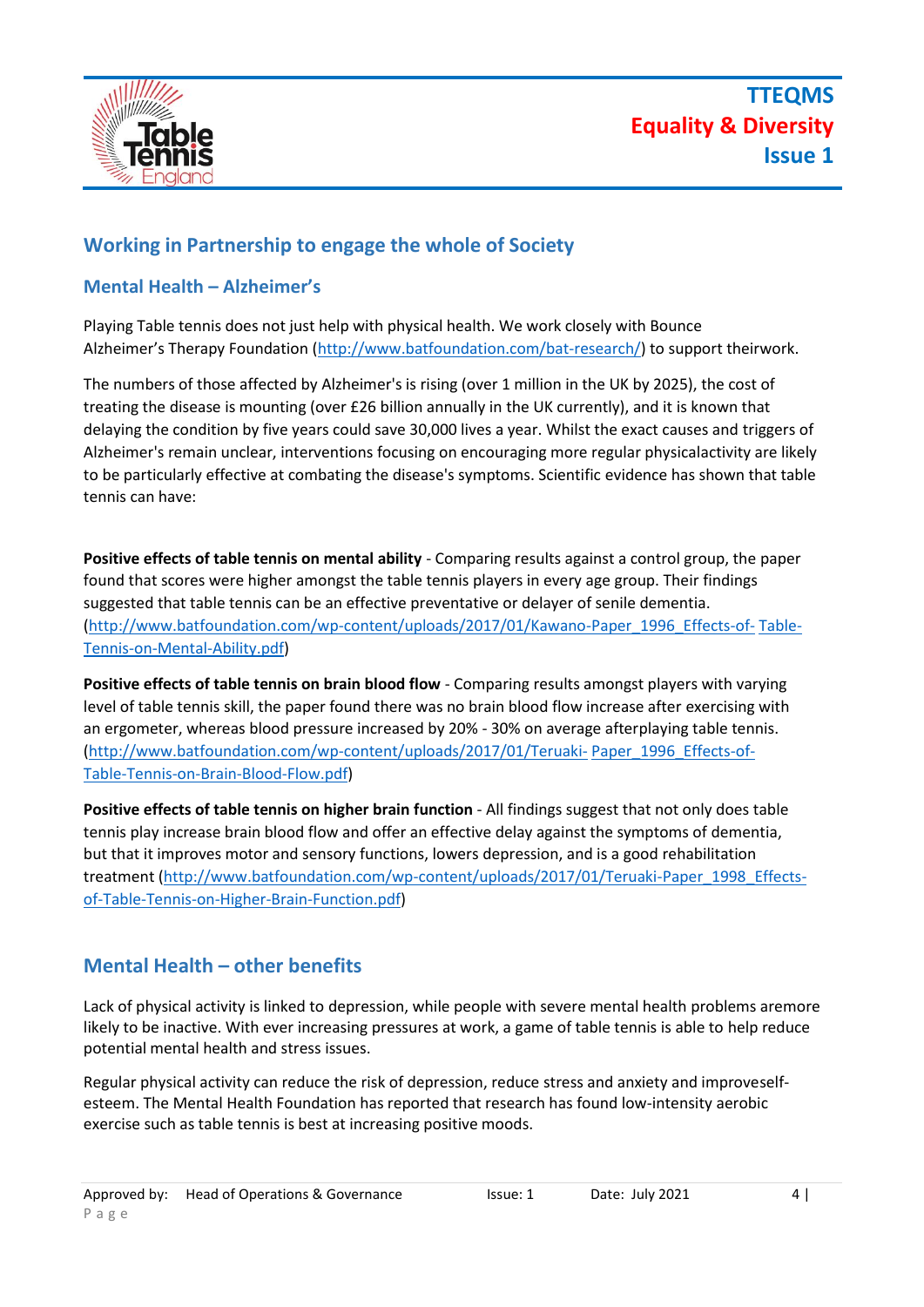## Working in Partnership to engage the whole of Society

### Mental Health – Alzheimer's

Playing Table tennis does not just help with physical health. We work closely with Bounce Alzheimer's Therapy Foundation (http://www.batfoundation.com/bat-research/) to support theirwork.

The numbers of those affected by Alzheimer's is rising (over 1 million in the UK by 2025), the cost of treating the disease is mounting (over £26 billion annually in the UK currently), and it is known that delaying the condition by five years could save 30,000 lives a year. Whilst the exact causes and triggers of Alzheimer's remain unclear, interventions focusing on encouraging more regular physicalactivity are likely to be particularly effective at combating the disease's symptoms. Scientific evidence has shown that table tennis can have:

**Positive effects of table tennis on mental ability** - Comparing results against a control group, the paper found that scores were higher amongst the table tennis players in every age group. Their findings suggested that table tennis can be an effective preventative or delayer of senile dementia. (http://www.batfoundation.com/wp-content/uploads/2017/01/Kawano-Paper_1996_Effects-of- Table-Tennis-on-Mental-Ability.pdf)

**Positive effects of table tennis on brain blood flow** - Comparing results amongst players with varying level of table tennis skill, the paper found there was no brain blood flow increase after exercising with an ergometer, whereas blood pressure increased by 20% - 30% on average afterplaying table tennis. (http://www.batfoundation.com/wp-content/uploads/2017/01/Teruaki- Paper_1996_Effects-of-Table-Tennis-on-Brain-Blood-Flow.pdf)

**Positive effects of table tennis on higher brain function** - All findings suggest that not only does table tennis play increase brain blood flow and offer an effective delay against the symptoms of dementia, but that it improves motor and sensory functions, lowers depression, and is a good rehabilitation treatment (http://www.batfoundation.com/wp-content/uploads/2017/01/Teruaki-Paper_1998_Effects-of-Table-Tennis-on-Higher-Brain-Function.pdf)

## Mental Health – other benefits

Lack of physical activity is linked to depression, while people with severe mental health problems aremore likely to be inactive. With ever increasing pressures at work, a game of table tennis is able to help reduce potential mental health and stress issues.

Regular physical activity can reduce the risk of depression, reduce stress and anxiety and improveself-esteem. The Mental Health Foundation has reported that research has found low-intensity aerobic exercise such as table tennis is best at increasing positive moods.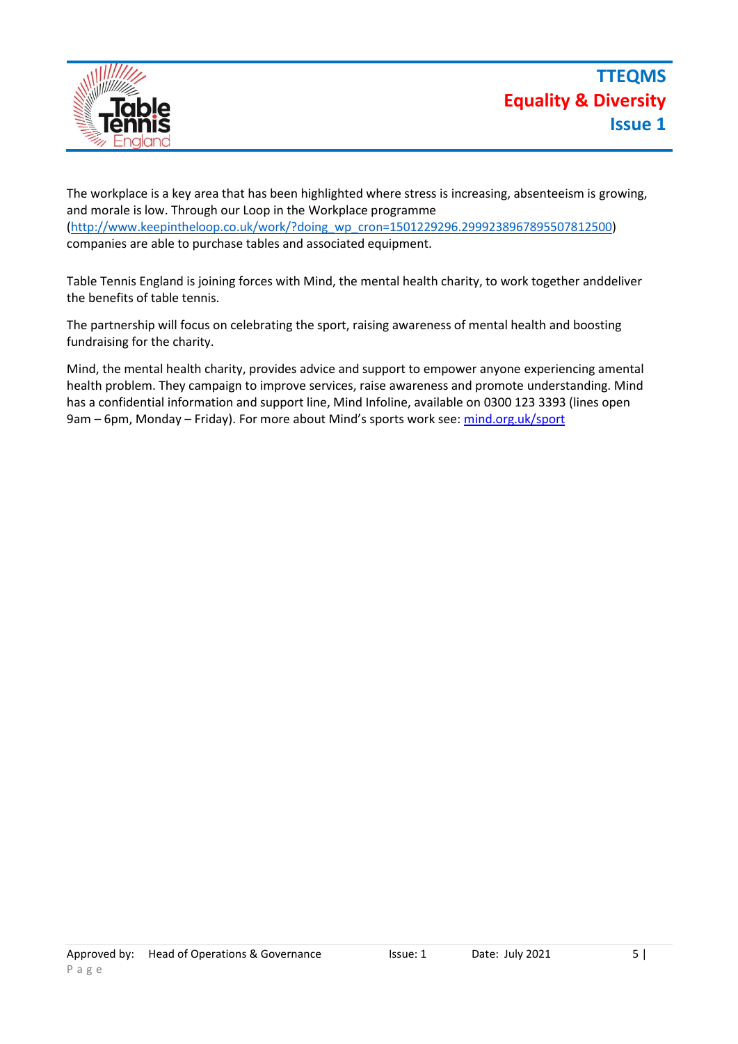The workplace is a key area that has been highlighted where stress is increasing, absenteeism is growing, and morale is low. Through our Loop in the Workplace programme (http://www.keepintheloop.co.uk/work/?doing_wp_cron=1501229296.2999238967895507812500) companies are able to purchase tables and associated equipment.

Table Tennis England is joining forces with Mind, the mental health charity, to work together anddeliver the benefits of table tennis.

The partnership will focus on celebrating the sport, raising awareness of mental health and boosting fundraising for the charity.

Mind, the mental health charity, provides advice and support to empower anyone experiencing amental health problem. They campaign to improve services, raise awareness and promote understanding. Mind has a confidential information and support line, Mind Infoline, available on 0300 123 3393 (lines open 9am – 6pm, Monday – Friday). For more about Mind's sports work see: mind.org.uk/sport